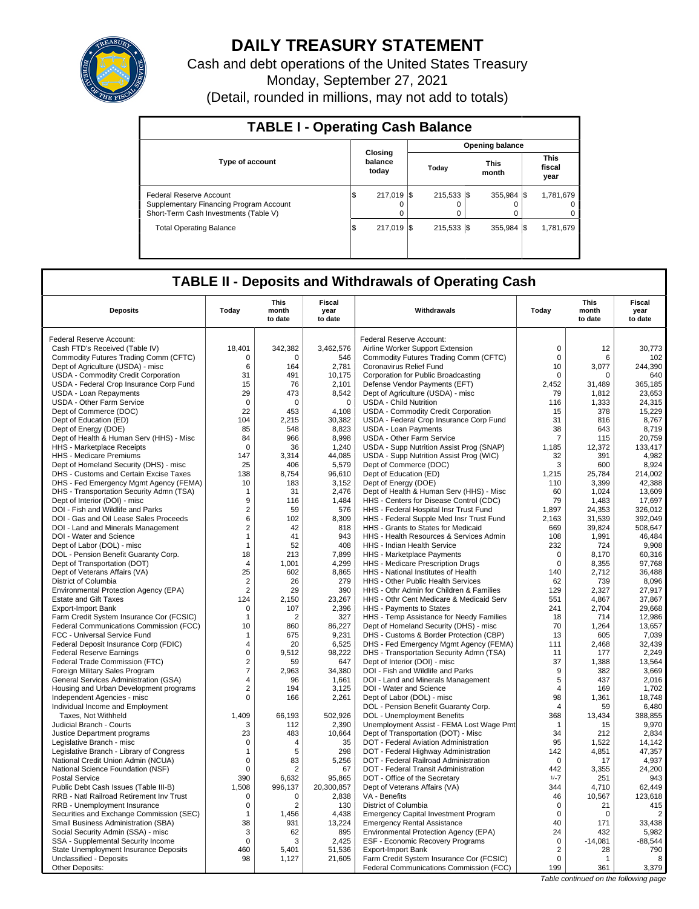# DAILY TREASURY STATEMENT

Cash and debt operations of the United States Treasury

Monday, September 27, 2021

(Detail, rounded in millions, may not add to totals)

## TABLE I - Operating Cash Balance

| Type of account | Closing balance today | Opening balance Today | Opening balance This month | Opening balance This fiscal year |
|---|---|---|---|---|
| Federal Reserve Account | $ 217,019 | $ 215,533 | $ 355,984 | $ 1,781,679 |
| Supplementary Financing Program Account | 0 | 0 | 0 | 0 |
| Short-Term Cash Investments (Table V) | 0 | 0 | 0 | 0 |
| Total Operating Balance | $ 217,019 | $ 215,533 | $ 355,984 | $ 1,781,679 |

## TABLE II - Deposits and Withdrawals of Operating Cash

| Deposits | Today | This month to date | Fiscal year to date | Withdrawals | Today | This month to date | Fiscal year to date |
|---|---|---|---|---|---|---|---|
| Federal Reserve Account: | | | | Federal Reserve Account: | | | |
| Cash FTD's Received (Table IV) | 18,401 | 342,382 | 3,462,576 | Airline Worker Support Extension | 0 | 12 | 30,773 |
| Commodity Futures Trading Comm (CFTC) | 0 | 0 | 546 | Commodity Futures Trading Comm (CFTC) | 0 | 6 | 102 |
| Dept of Agriculture (USDA) - misc | 6 | 164 | 2,781 | Coronavirus Relief Fund | 10 | 3,077 | 244,390 |
| USDA - Commodity Credit Corporation | 31 | 491 | 10,175 | Corporation for Public Broadcasting | 0 | 0 | 640 |
| USDA - Federal Crop Insurance Corp Fund | 15 | 76 | 2,101 | Defense Vendor Payments (EFT) | 2,452 | 31,489 | 365,185 |
| USDA - Loan Repayments | 29 | 473 | 8,542 | Dept of Agriculture (USDA) - misc | 79 | 1,812 | 23,653 |
| USDA - Other Farm Service | 0 | 0 | 0 | USDA - Child Nutrition | 116 | 1,333 | 24,315 |
| Dept of Commerce (DOC) | 22 | 453 | 4,108 | USDA - Commodity Credit Corporation | 15 | 378 | 15,229 |
| Dept of Education (ED) | 104 | 2,215 | 30,382 | USDA - Federal Crop Insurance Corp Fund | 31 | 816 | 8,767 |
| Dept of Energy (DOE) | 85 | 548 | 8,823 | USDA - Loan Payments | 38 | 643 | 8,719 |
| Dept of Health & Human Serv (HHS) - Misc | 84 | 966 | 8,998 | USDA - Other Farm Service | 7 | 115 | 20,759 |
| HHS - Marketplace Receipts | 0 | 36 | 1,240 | USDA - Supp Nutrition Assist Prog (SNAP) | 1,185 | 12,372 | 133,417 |
| HHS - Medicare Premiums | 147 | 3,314 | 44,085 | USDA - Supp Nutrition Assist Prog (WIC) | 32 | 391 | 4,982 |
| Dept of Homeland Security (DHS) - misc | 25 | 406 | 5,579 | Dept of Commerce (DOC) | 3 | 600 | 8,924 |
| DHS - Customs and Certain Excise Taxes | 138 | 8,754 | 96,610 | Dept of Education (ED) | 1,215 | 25,784 | 214,002 |
| DHS - Fed Emergency Mgmt Agency (FEMA) | 10 | 183 | 3,152 | Dept of Energy (DOE) | 110 | 3,399 | 42,388 |
| DHS - Transportation Security Admn (TSA) | 1 | 31 | 2,476 | Dept of Health & Human Serv (HHS) - Misc | 60 | 1,024 | 13,609 |
| Dept of Interior (DOI) - misc | 9 | 116 | 1,484 | HHS - Centers for Disease Control (CDC) | 79 | 1,483 | 17,697 |
| DOI - Fish and Wildlife and Parks | 2 | 59 | 576 | HHS - Federal Hospital Insr Trust Fund | 1,897 | 24,353 | 326,012 |
| DOI - Gas and Oil Lease Sales Proceeds | 6 | 102 | 8,309 | HHS - Federal Supple Med Insr Trust Fund | 2,163 | 31,539 | 392,049 |
| DOI - Land and Minerals Management | 2 | 42 | 818 | HHS - Grants to States for Medicaid | 669 | 39,824 | 508,647 |
| DOI - Water and Science | 1 | 41 | 943 | HHS - Health Resources & Services Admin | 108 | 1,991 | 46,484 |
| Dept of Labor (DOL) - misc | 1 | 52 | 408 | HHS - Indian Health Service | 232 | 724 | 9,908 |
| DOL - Pension Benefit Guaranty Corp. | 18 | 213 | 7,899 | HHS - Marketplace Payments | 0 | 8,170 | 60,316 |
| Dept of Transportation (DOT) | 4 | 1,001 | 4,299 | HHS - Medicare Prescription Drugs | 0 | 8,355 | 97,768 |
| Dept of Veterans Affairs (VA) | 25 | 602 | 8,865 | HHS - National Institutes of Health | 140 | 2,712 | 36,488 |
| District of Columbia | 2 | 26 | 279 | HHS - Other Public Health Services | 62 | 739 | 8,096 |
| Environmental Protection Agency (EPA) | 2 | 29 | 390 | HHS - Othr Admin for Children & Families | 129 | 2,327 | 27,917 |
| Estate and Gift Taxes | 124 | 2,150 | 23,267 | HHS - Othr Cent Medicare & Medicaid Serv | 551 | 4,867 | 37,867 |
| Export-Import Bank | 0 | 107 | 2,396 | HHS - Payments to States | 241 | 2,704 | 29,668 |
| Farm Credit System Insurance Cor (FCSIC) | 1 | 2 | 327 | HHS - Temp Assistance for Needy Families | 18 | 714 | 12,986 |
| Federal Communications Commission (FCC) | 10 | 860 | 86,227 | Dept of Homeland Security (DHS) - misc | 70 | 1,264 | 13,657 |
| FCC - Universal Service Fund | 1 | 675 | 9,231 | DHS - Customs & Border Protection (CBP) | 13 | 605 | 7,039 |
| Federal Deposit Insurance Corp (FDIC) | 4 | 20 | 6,525 | DHS - Fed Emergency Mgmt Agency (FEMA) | 111 | 2,468 | 32,439 |
| Federal Reserve Earnings | 0 | 9,512 | 98,222 | DHS - Transportation Security Admn (TSA) | 11 | 177 | 2,249 |
| Federal Trade Commission (FTC) | 2 | 59 | 647 | Dept of Interior (DOI) - misc | 37 | 1,388 | 13,564 |
| Foreign Military Sales Program | 7 | 2,963 | 34,380 | DOI - Fish and Wildlife and Parks | 9 | 382 | 3,669 |
| General Services Administration (GSA) | 4 | 96 | 1,661 | DOI - Land and Minerals Management | 5 | 437 | 2,016 |
| Housing and Urban Development programs | 2 | 194 | 3,125 | DOI - Water and Science | 4 | 169 | 1,702 |
| Independent Agencies - misc | 0 | 166 | 2,261 | Dept of Labor (DOL) - misc | 98 | 1,361 | 18,748 |
| Individual Income and Employment | | | | DOL - Pension Benefit Guaranty Corp. | 4 | 59 | 6,480 |
| Taxes, Not Withheld | 1,409 | 66,193 | 502,926 | DOL - Unemployment Benefits | 368 | 13,434 | 388,855 |
| Judicial Branch - Courts | 3 | 112 | 2,390 | Unemployment Assist - FEMA Lost Wage Pmt | 1 | 15 | 9,970 |
| Justice Department programs | 23 | 483 | 10,664 | Dept of Transportation (DOT) - Misc | 34 | 212 | 2,834 |
| Legislative Branch - misc | 0 | 4 | 35 | DOT - Federal Aviation Administration | 95 | 1,522 | 14,142 |
| Legislative Branch - Library of Congress | 1 | 5 | 298 | DOT - Federal Highway Administration | 142 | 4,851 | 47,357 |
| National Credit Union Admin (NCUA) | 0 | 83 | 5,256 | DOT - Federal Railroad Administration | 0 | 17 | 4,937 |
| National Science Foundation (NSF) | 0 | 2 | 67 | DOT - Federal Transit Administration | 442 | 3,355 | 24,200 |
| Postal Service | 390 | 6,632 | 95,865 | DOT - Office of the Secretary | 1/-7 | 251 | 943 |
| Public Debt Cash Issues (Table III-B) | 1,508 | 996,137 | 20,300,857 | Dept of Veterans Affairs (VA) | 344 | 4,710 | 62,449 |
| RRB - Natl Railroad Retirement Inv Trust | 0 | 0 | 2,838 | VA - Benefits | 46 | 10,567 | 123,618 |
| RRB - Unemployment Insurance | 0 | 2 | 130 | District of Columbia | 0 | 21 | 415 |
| Securities and Exchange Commission (SEC) | 1 | 1,456 | 4,438 | Emergency Capital Investment Program | 0 | 0 | 2 |
| Small Business Administration (SBA) | 38 | 931 | 13,224 | Emergency Rental Assistance | 40 | 171 | 33,438 |
| Social Security Admin (SSA) - misc | 3 | 62 | 895 | Environmental Protection Agency (EPA) | 24 | 432 | 5,982 |
| SSA - Supplemental Security Income | 0 | 3 | 2,425 | ESF - Economic Recovery Programs | 0 | -14,081 | -88,544 |
| State Unemployment Insurance Deposits | 460 | 5,401 | 51,536 | Export-Import Bank | 2 | 28 | 790 |
| Unclassified - Deposits | 98 | 1,127 | 21,605 | Farm Credit System Insurance Cor (FCSIC) | 0 | 1 | 8 |
| Other Deposits: | | | | Federal Communications Commission (FCC) | 199 | 361 | 3,379 |

*Table continued on the following page*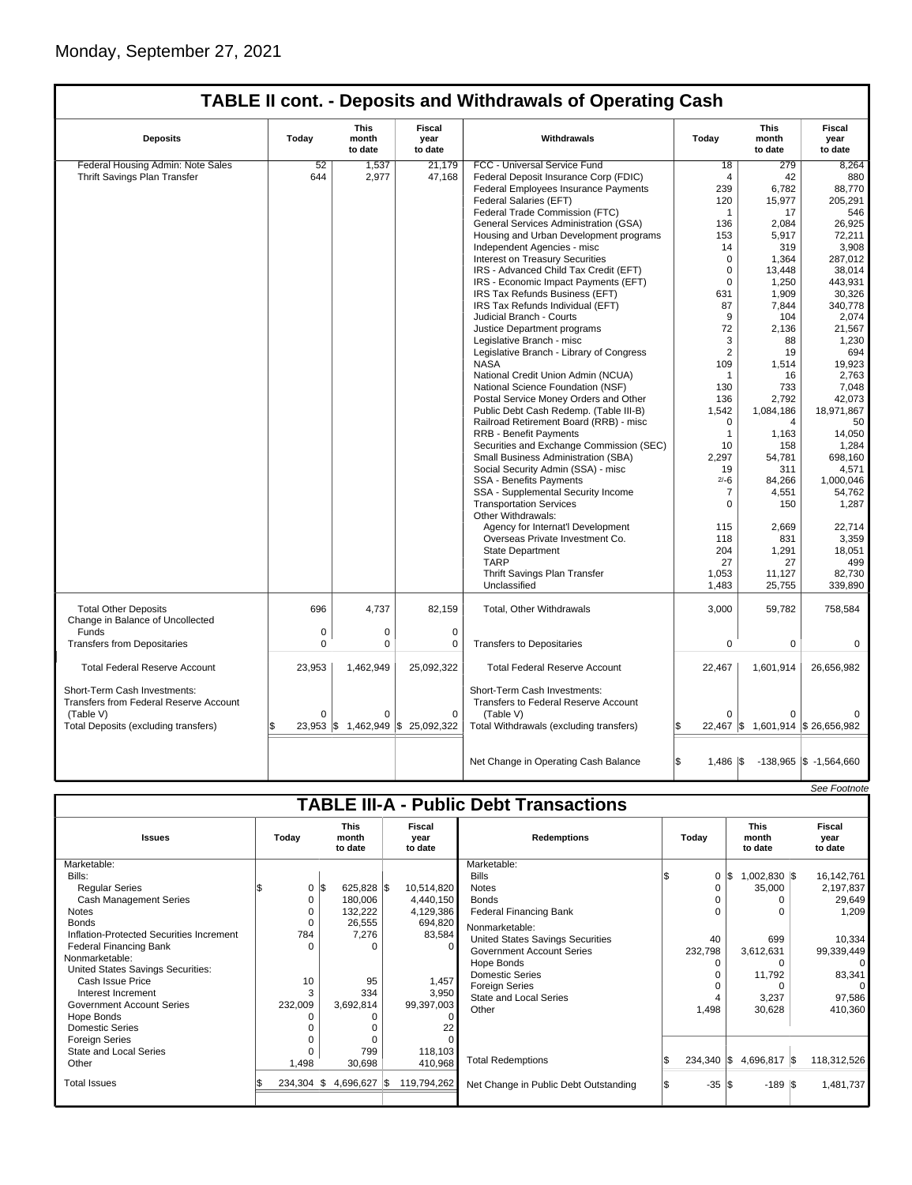Monday, September 27, 2021

## TABLE II cont. - Deposits and Withdrawals of Operating Cash

| Deposits | Today | This month to date | Fiscal year to date | Withdrawals | Today | This month to date | Fiscal year to date |
|---|---|---|---|---|---|---|---|
| Federal Housing Admin: Note Sales | 52 | 1,537 | 21,179 | FCC - Universal Service Fund | 18 | 279 | 8,264 |
| Thrift Savings Plan Transfer | 644 | 2,977 | 47,168 | Federal Deposit Insurance Corp (FDIC) | 4 | 42 | 880 |
| | | | | Federal Employees Insurance Payments | 239 | 6,782 | 88,770 |
| | | | | Federal Salaries (EFT) | 120 | 15,977 | 205,291 |
| | | | | Federal Trade Commission (FTC) | 1 | 17 | 546 |
| | | | | General Services Administration (GSA) | 136 | 2,084 | 26,925 |
| | | | | Housing and Urban Development programs | 153 | 5,917 | 72,211 |
| | | | | Independent Agencies - misc | 14 | 319 | 3,908 |
| | | | | Interest on Treasury Securities | 0 | 1,364 | 287,012 |
| | | | | IRS - Advanced Child Tax Credit (EFT) | 0 | 13,448 | 38,014 |
| | | | | IRS - Economic Impact Payments (EFT) | 0 | 1,250 | 443,931 |
| | | | | IRS Tax Refunds Business (EFT) | 631 | 1,909 | 30,326 |
| | | | | IRS Tax Refunds Individual (EFT) | 87 | 7,844 | 340,778 |
| | | | | Judicial Branch - Courts | 9 | 104 | 2,074 |
| | | | | Justice Department programs | 72 | 2,136 | 21,567 |
| | | | | Legislative Branch - misc | 3 | 88 | 1,230 |
| | | | | Legislative Branch - Library of Congress | 2 | 19 | 694 |
| | | | | NASA | 109 | 1,514 | 19,923 |
| | | | | National Credit Union Admin (NCUA) | 1 | 16 | 2,763 |
| | | | | National Science Foundation (NSF) | 130 | 733 | 7,048 |
| | | | | Postal Service Money Orders and Other | 136 | 2,792 | 42,073 |
| | | | | Public Debt Cash Redemp. (Table III-B) | 1,542 | 1,084,186 | 18,971,867 |
| | | | | Railroad Retirement Board (RRB) - misc | 0 | 4 | 50 |
| | | | | RRB - Benefit Payments | 1 | 1,163 | 14,050 |
| | | | | Securities and Exchange Commission (SEC) | 10 | 158 | 1,284 |
| | | | | Small Business Administration (SBA) | 2,297 | 54,781 | 698,160 |
| | | | | Social Security Admin (SSA) - misc | 19 | 311 | 4,571 |
| | | | | SSA - Benefits Payments | 2/-6 | 84,266 | 1,000,046 |
| | | | | SSA - Supplemental Security Income | 7 | 4,551 | 54,762 |
| | | | | Transportation Services | 0 | 150 | 1,287 |
| | | | | Other Withdrawals: | | | |
| | | | | Agency for Internat'l Development | 115 | 2,669 | 22,714 |
| | | | | Overseas Private Investment Co. | 118 | 831 | 3,359 |
| | | | | State Department | 204 | 1,291 | 18,051 |
| | | | | TARP | 27 | 27 | 499 |
| | | | | Thrift Savings Plan Transfer | 1,053 | 11,127 | 82,730 |
| | | | | Unclassified | 1,483 | 25,755 | 339,890 |
| Total Other Deposits | 696 | 4,737 | 82,159 | Total, Other Withdrawals | 3,000 | 59,782 | 758,584 |
| Change in Balance of Uncollected Funds | 0 | 0 | 0 | | | | |
| Transfers from Depositaries | 0 | 0 | 0 | Transfers to Depositaries | 0 | 0 | 0 |
| Total Federal Reserve Account | 23,953 | 1,462,949 | 25,092,322 | Total Federal Reserve Account | 22,467 | 1,601,914 | 26,656,982 |
| Short-Term Cash Investments: Transfers from Federal Reserve Account (Table V) | 0 | 0 | 0 | Short-Term Cash Investments: Transfers to Federal Reserve Account (Table V) | 0 | 0 | 0 |
| Total Deposits (excluding transfers) | $ 23,953 | $ 1,462,949 | $ 25,092,322 | Total Withdrawals (excluding transfers) | $ 22,467 | $ 1,601,914 | $ 26,656,982 |
| | | | | Net Change in Operating Cash Balance | $ 1,486 | $ -138,965 | $ -1,564,660 |

See Footnote

## TABLE III-A - Public Debt Transactions

| Issues | Today | This month to date | Fiscal year to date | Redemptions | Today | This month to date | Fiscal year to date |
|---|---|---|---|---|---|---|---|
| Marketable: | | | | Marketable: | | | |
| Bills: | | | | Bills | $ 0 | $ 1,002,830 | $ 16,142,761 |
| Regular Series | $ 0 | $ 625,828 | $ 10,514,820 | Notes | 0 | 35,000 | 2,197,837 |
| Cash Management Series | 0 | 180,006 | 4,440,150 | Bonds | 0 | 0 | 29,649 |
| Notes | 0 | 132,222 | 4,129,386 | Federal Financing Bank | 0 | 0 | 1,209 |
| Bonds | 0 | 26,555 | 694,820 | Nonmarketable: | | | |
| Inflation-Protected Securities Increment | 784 | 7,276 | 83,584 | United States Savings Securities | 40 | 699 | 10,334 |
| Federal Financing Bank | 0 | 0 | 0 | Government Account Series | 232,798 | 3,612,631 | 99,339,449 |
| Nonmarketable: | | | | Hope Bonds | 0 | 0 | 0 |
| United States Savings Securities: | | | | Domestic Series | 0 | 11,792 | 83,341 |
| Cash Issue Price | 10 | 95 | 1,457 | Foreign Series | 0 | 0 | 0 |
| Interest Increment | 3 | 334 | 3,950 | State and Local Series | 4 | 3,237 | 97,586 |
| Government Account Series | 232,009 | 3,692,814 | 99,397,003 | Other | 1,498 | 30,628 | 410,360 |
| Hope Bonds | 0 | 0 | 0 | | | | |
| Domestic Series | 0 | 0 | 22 | | | | |
| Foreign Series | 0 | 0 | 0 | | | | |
| State and Local Series | 0 | 799 | 118,103 | | | | |
| Other | 1,498 | 30,698 | 410,968 | Total Redemptions | $ 234,340 | $ 4,696,817 | $ 118,312,526 |
| Total Issues | $ 234,304 | $ 4,696,627 | $ 119,794,262 | Net Change in Public Debt Outstanding | $ -35 | $ -189 | $ 1,481,737 |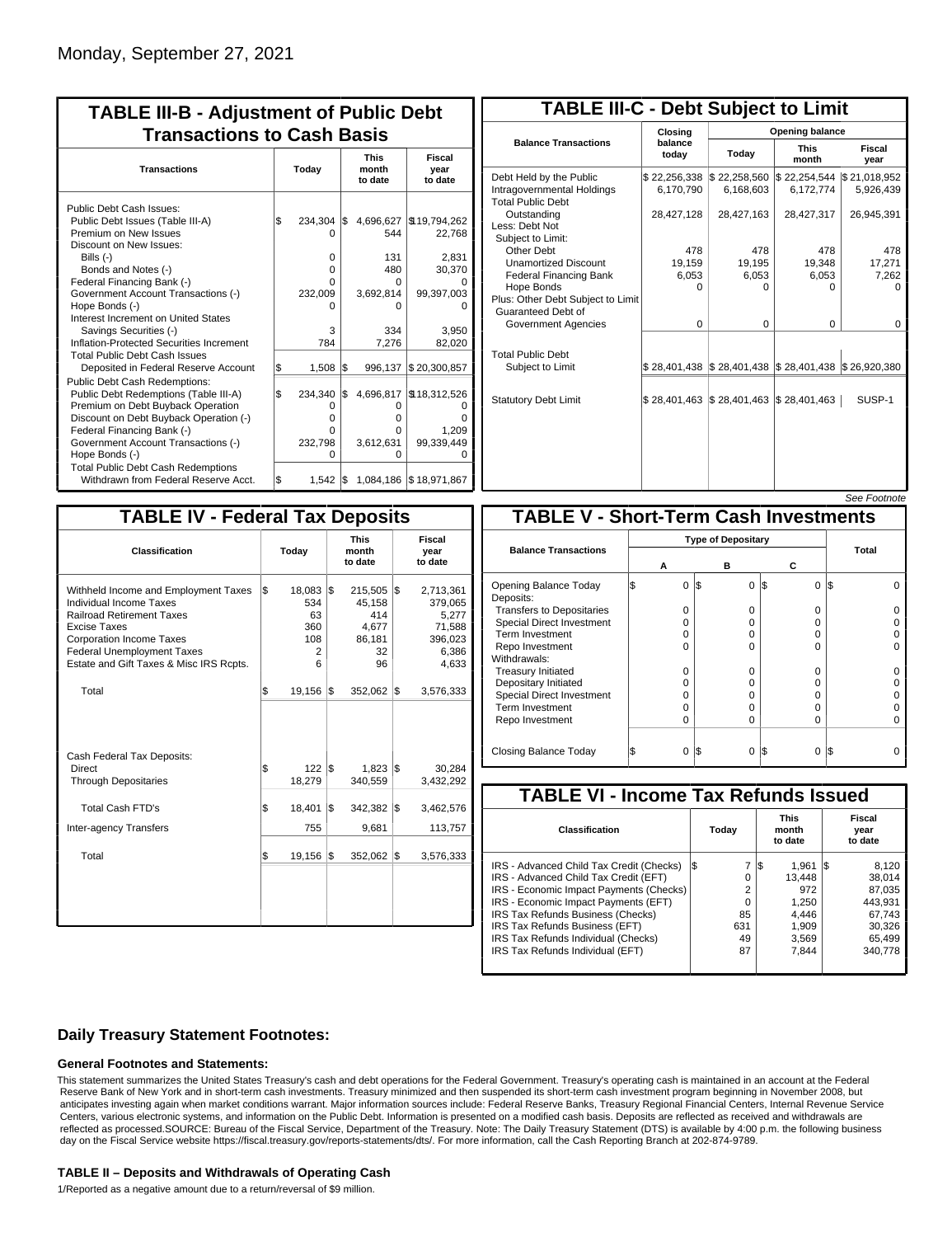Monday, September 27, 2021

## TABLE III-B - Adjustment of Public Debt Transactions to Cash Basis

| Transactions | Today | This month to date | Fiscal year to date |
|---|---|---|---|
| Public Debt Cash Issues: | | | |
| Public Debt Issues (Table III-A) | $ 234,304 | $ 4,696,627 | $19,794,262 |
| Premium on New Issues | 0 | 544 | 22,768 |
| Discount on New Issues: | | | |
| Bills (-) | 0 | 131 | 2,831 |
| Bonds and Notes (-) | 0 | 480 | 30,370 |
| Federal Financing Bank (-) | 0 | 0 | 0 |
| Government Account Transactions (-) | 232,009 | 3,692,814 | 99,397,003 |
| Hope Bonds (-) | 0 | 0 | 0 |
| Interest Increment on United States Savings Securities (-) | 3 | 334 | 3,950 |
| Inflation-Protected Securities Increment | 784 | 7,276 | 82,020 |
| Total Public Debt Cash Issues Deposited in Federal Reserve Account | $ 1,508 | $ 996,137 | $ 20,300,857 |
| Public Debt Cash Redemptions: | | | |
| Public Debt Redemptions (Table III-A) | $ 234,340 | $ 4,696,817 | $18,312,526 |
| Premium on Debt Buyback Operation | 0 | 0 | 0 |
| Discount on Debt Buyback Operation (-) | 0 | 0 | 0 |
| Federal Financing Bank (-) | 0 | 0 | 1,209 |
| Government Account Transactions (-) | 232,798 | 3,612,631 | 99,339,449 |
| Hope Bonds (-) | 0 | 0 | 0 |
| Total Public Debt Cash Redemptions Withdrawn from Federal Reserve Acct. | $ 1,542 | $ 1,084,186 | $ 18,971,867 |

## TABLE III-C - Debt Subject to Limit

| Balance Transactions | Closing balance today | Opening balance Today | Opening balance This month | Opening balance Fiscal year |
|---|---|---|---|---|
| Debt Held by the Public | $ 22,256,338 | $ 22,258,560 | $ 22,254,544 | $ 21,018,952 |
| Intragovernmental Holdings | 6,170,790 | 6,168,603 | 6,172,774 | 5,926,439 |
| Total Public Debt Outstanding | 28,427,128 | 28,427,163 | 28,427,317 | 26,945,391 |
| Less: Debt Not Subject to Limit: | | | | |
| Other Debt | 478 | 478 | 478 | 478 |
| Unamortized Discount | 19,159 | 19,195 | 19,348 | 17,271 |
| Federal Financing Bank | 6,053 | 6,053 | 6,053 | 7,262 |
| Hope Bonds | 0 | 0 | 0 | 0 |
| Plus: Other Debt Subject to Limit Guaranteed Debt of Government Agencies | 0 | 0 | 0 | 0 |
| Total Public Debt Subject to Limit | $ 28,401,438 | $ 28,401,438 | $ 28,401,438 | $ 26,920,380 |
| Statutory Debt Limit | $ 28,401,463 | $ 28,401,463 | $ 28,401,463 | SUSP-1 |

*See Footnote*

## TABLE IV - Federal Tax Deposits

| Classification | Today | This month to date | Fiscal year to date |
|---|---|---|---|
| Withheld Income and Employment Taxes | $ 18,083 | $ 215,505 | $ 2,713,361 |
| Individual Income Taxes | 534 | 45,158 | 379,065 |
| Railroad Retirement Taxes | 63 | 414 | 5,277 |
| Excise Taxes | 360 | 4,677 | 71,588 |
| Corporation Income Taxes | 108 | 86,181 | 396,023 |
| Federal Unemployment Taxes | 2 | 32 | 6,386 |
| Estate and Gift Taxes & Misc IRS Rcpts. | 6 | 96 | 4,633 |
| Total | $ 19,156 | $ 352,062 | $ 3,576,333 |
| Cash Federal Tax Deposits: | | | |
| Direct | $ 122 | $ 1,823 | $ 30,284 |
| Through Depositaries | 18,279 | 340,559 | 3,432,292 |
| Total Cash FTD's | $ 18,401 | $ 342,382 | $ 3,462,576 |
| Inter-agency Transfers | 755 | 9,681 | 113,757 |
| Total | $ 19,156 | $ 352,062 | $ 3,576,333 |

## TABLE V - Short-Term Cash Investments

| Balance Transactions | A | B | C | Total |
|---|---|---|---|---|
| Opening Balance Today | $ 0 | $ 0 | $ 0 | $ 0 |
| Deposits: | | | | |
| Transfers to Depositaries | 0 | 0 | 0 | 0 |
| Special Direct Investment | 0 | 0 | 0 | 0 |
| Term Investment | 0 | 0 | 0 | 0 |
| Repo Investment | 0 | 0 | 0 | 0 |
| Withdrawals: | | | | |
| Treasury Initiated | 0 | 0 | 0 | 0 |
| Depositary Initiated | 0 | 0 | 0 | 0 |
| Special Direct Investment | 0 | 0 | 0 | 0 |
| Term Investment | 0 | 0 | 0 | 0 |
| Repo Investment | 0 | 0 | 0 | 0 |
| Closing Balance Today | $ 0 | $ 0 | $ 0 | $ 0 |

## TABLE VI - Income Tax Refunds Issued

| Classification | Today | This month to date | Fiscal year to date |
|---|---|---|---|
| IRS - Advanced Child Tax Credit (Checks) | $ 7 | $ 1,961 | $ 8,120 |
| IRS - Advanced Child Tax Credit (EFT) | 0 | 13,448 | 38,014 |
| IRS - Economic Impact Payments (Checks) | 2 | 972 | 87,035 |
| IRS - Economic Impact Payments (EFT) | 0 | 1,250 | 443,931 |
| IRS Tax Refunds Business (Checks) | 85 | 4,446 | 67,743 |
| IRS Tax Refunds Business (EFT) | 631 | 1,909 | 30,326 |
| IRS Tax Refunds Individual (Checks) | 49 | 3,569 | 65,499 |
| IRS Tax Refunds Individual (EFT) | 87 | 7,844 | 340,778 |

### Daily Treasury Statement Footnotes:

#### General Footnotes and Statements:

This statement summarizes the United States Treasury's cash and debt operations for the Federal Government. Treasury's operating cash is maintained in an account at the Federal Reserve Bank of New York and in short-term cash investments. Treasury minimized and then suspended its short-term cash investment program beginning in November 2008, but anticipates investing again when market conditions warrant. Major information sources include: Federal Reserve Banks, Treasury Regional Financial Centers, Internal Revenue Service Centers, various electronic systems, and information on the Public Debt. Information is presented on a modified cash basis. Deposits are reflected as received and withdrawals are reflected as processed.SOURCE: Bureau of the Fiscal Service, Department of the Treasury. Note: The Daily Treasury Statement (DTS) is available by 4:00 p.m. the following business day on the Fiscal Service website https://fiscal.treasury.gov/reports-statements/dts/. For more information, call the Cash Reporting Branch at 202-874-9789.

#### TABLE II – Deposits and Withdrawals of Operating Cash

1/Reported as a negative amount due to a return/reversal of $9 million.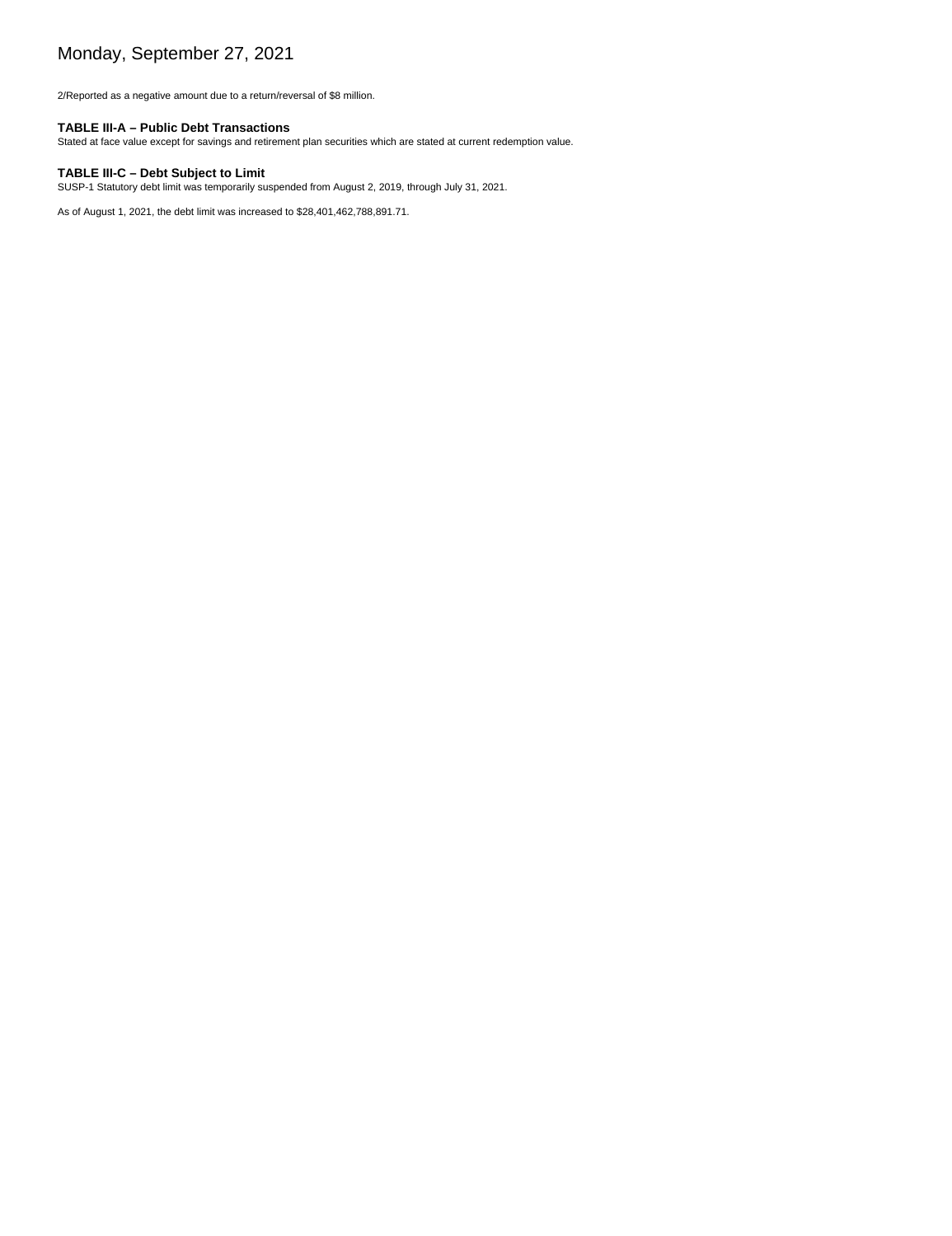Monday, September 27, 2021

2/Reported as a negative amount due to a return/reversal of $8 million.

**TABLE III-A – Public Debt Transactions**
Stated at face value except for savings and retirement plan securities which are stated at current redemption value.

**TABLE III-C – Debt Subject to Limit**
SUSP-1 Statutory debt limit was temporarily suspended from August 2, 2019, through July 31, 2021.

As of August 1, 2021, the debt limit was increased to $28,401,462,788,891.71.